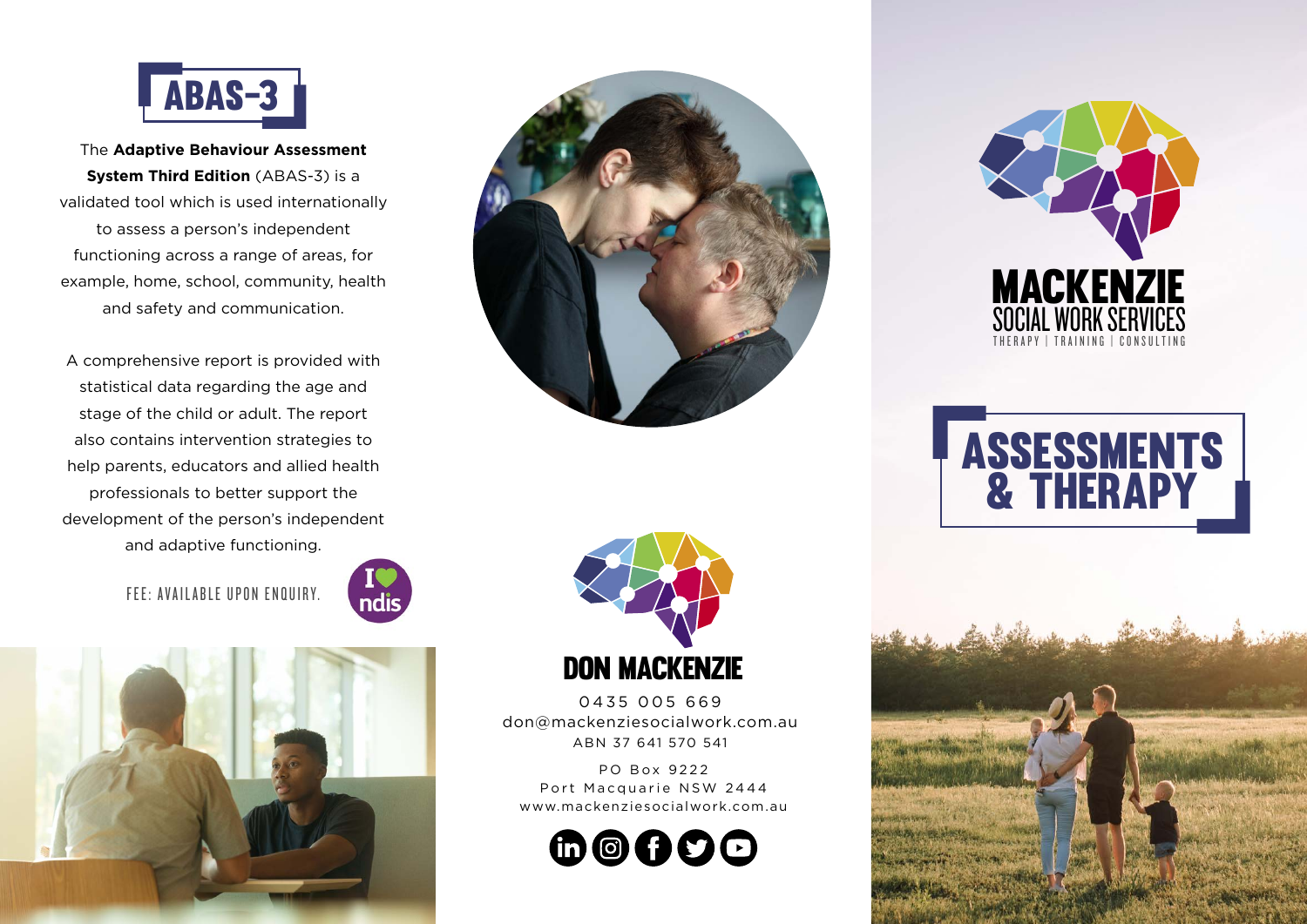# ABAS-3

The **Adaptive Behaviour Assessment System Third Edition** (ABAS-3) is a validated tool which is used internationally to assess a person's independent functioning across a range of areas, for example, home, school, community, health and safety and communication.

A comprehensive report is provided with statistical data regarding the age and stage of the child or adult. The report also contains intervention strategies to help parents, educators and allied health professionals to better support the development of the person's independent and adaptive functioning.

FEE: AVAILABLE UPON ENQUIRY.

I ♥ ndis

## DON MACKENZIE

0435 005 669
don@mackenziesocialwork.com.au
ABN 37 641 570 541

PO Box 9222
Port Macquarie NSW 2444
www.mackenziesocialwork.com.au

# MACKENZIE SOCIAL WORK SERVICES

THERAPY | TRAINING | CONSULTING

# ASSESSMENTS & THERAPY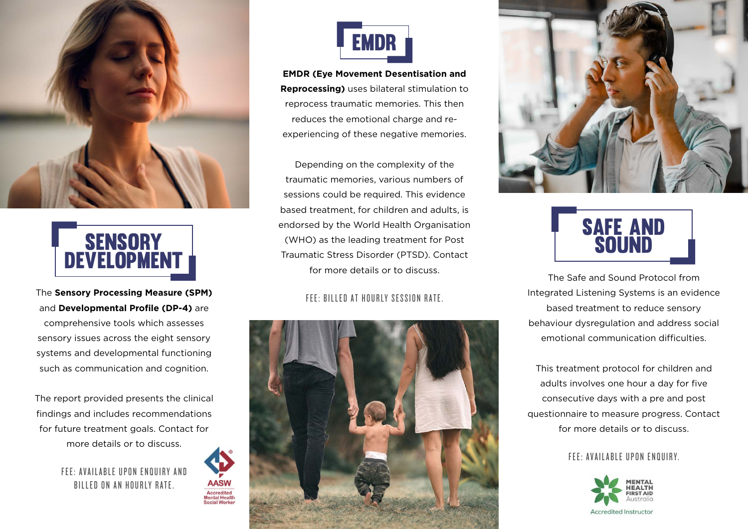## SENSORY DEVELOPMENT

The **Sensory Processing Measure (SPM)** and **Developmental Profile (DP-4)** are comprehensive tools which assesses sensory issues across the eight sensory systems and developmental functioning such as communication and cognition.

The report provided presents the clinical findings and includes recommendations for future treatment goals. Contact for more details or to discuss.

FEE: AVAILABLE UPON ENQUIRY AND BILLED ON AN HOURLY RATE.

AASW Accredited Mental Health Social Worker

## EMDR

**EMDR (Eye Movement Desentisation and Reprocessing)** uses bilateral stimulation to reprocess traumatic memories. This then reduces the emotional charge and re-experiencing of these negative memories.

Depending on the complexity of the traumatic memories, various numbers of sessions could be required. This evidence based treatment, for children and adults, is endorsed by the World Health Organisation (WHO) as the leading treatment for Post Traumatic Stress Disorder (PTSD). Contact for more details or to discuss.

FEE: BILLED AT HOURLY SESSION RATE.

## SAFE AND SOUND

The Safe and Sound Protocol from Integrated Listening Systems is an evidence based treatment to reduce sensory behaviour dysregulation and address social emotional communication difficulties.

This treatment protocol for children and adults involves one hour a day for five consecutive days with a pre and post questionnaire to measure progress. Contact for more details or to discuss.

FEE: AVAILABLE UPON ENQUIRY.

MENTAL HEALTH FIRST AID Australia

Accredited Instructor